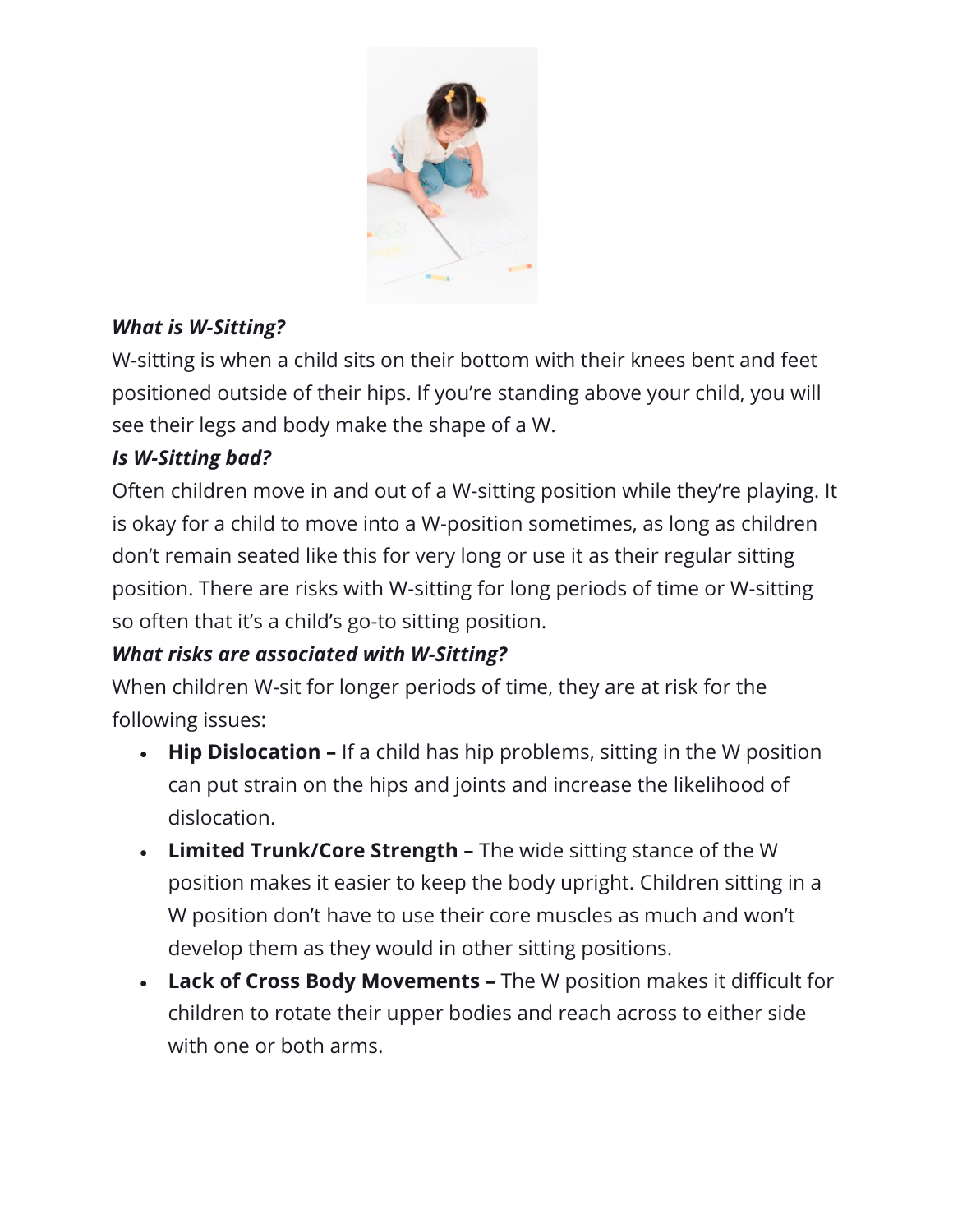***What is W-Sitting?***

W-sitting is when a child sits on their bottom with their knees bent and feet positioned outside of their hips. If you're standing above your child, you will see their legs and body make the shape of a W.

***Is W-Sitting bad?***

Often children move in and out of a W-sitting position while they're playing. It is okay for a child to move into a W-position sometimes, as long as children don't remain seated like this for very long or use it as their regular sitting position. There are risks with W-sitting for long periods of time or W-sitting so often that it's a child's go-to sitting position.

***What risks are associated with W-Sitting?***

When children W-sit for longer periods of time, they are at risk for the following issues:

- **Hip Dislocation –** If a child has hip problems, sitting in the W position can put strain on the hips and joints and increase the likelihood of dislocation.
- **Limited Trunk/Core Strength –** The wide sitting stance of the W position makes it easier to keep the body upright. Children sitting in a W position don't have to use their core muscles as much and won't develop them as they would in other sitting positions.
- **Lack of Cross Body Movements –** The W position makes it difficult for children to rotate their upper bodies and reach across to either side with one or both arms.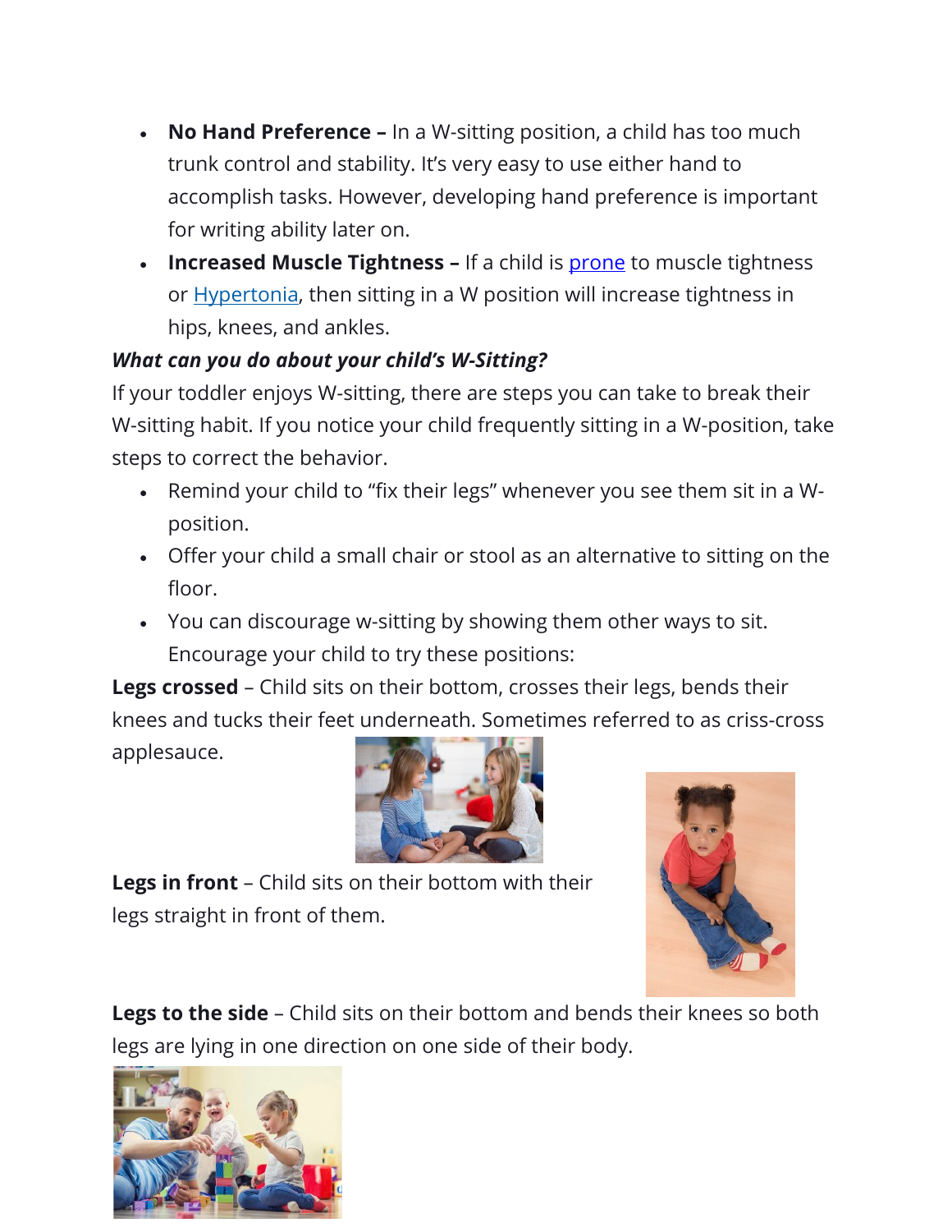- **No Hand Preference –** In a W-sitting position, a child has too much trunk control and stability. It's very easy to use either hand to accomplish tasks. However, developing hand preference is important for writing ability later on.
- **Increased Muscle Tightness –** If a child is [prone](#) to muscle tightness or [Hypertonia](#), then sitting in a W position will increase tightness in hips, knees, and ankles.

***What can you do about your child's W-Sitting?***

If your toddler enjoys W-sitting, there are steps you can take to break their W-sitting habit. If you notice your child frequently sitting in a W-position, take steps to correct the behavior.

- Remind your child to "fix their legs" whenever you see them sit in a W-position.
- Offer your child a small chair or stool as an alternative to sitting on the floor.
- You can discourage w-sitting by showing them other ways to sit. Encourage your child to try these positions:

**Legs crossed** – Child sits on their bottom, crosses their legs, bends their knees and tucks their feet underneath. Sometimes referred to as criss-cross applesauce.

**Legs in front** – Child sits on their bottom with their legs straight in front of them.

**Legs to the side** – Child sits on their bottom and bends their knees so both legs are lying in one direction on one side of their body.